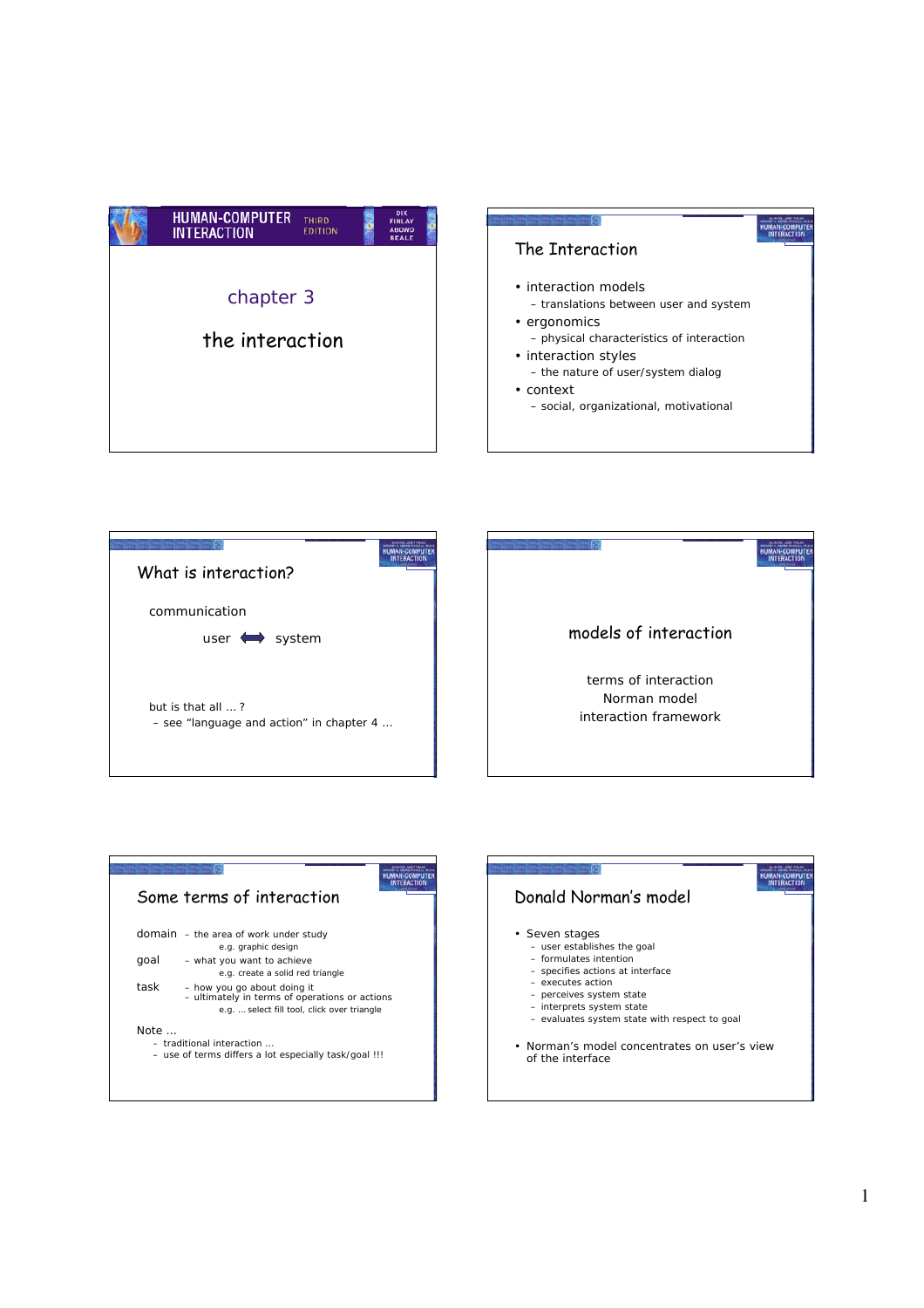# chapter 3

# the interaction

## The Interaction

- interaction models
  - translations between user and system
- ergonomics
  - physical characteristics of interaction
- interaction styles
  - the nature of user/system dialog
- context
  - social, organizational, motivational

## What is interaction?

communication

user ⟺ system

but is that all … ?
- see "language and action" in chapter 4 …

## models of interaction

terms of interaction
Norman model
interaction framework

## Some terms of interaction

domain – the area of work under study
e.g. graphic design

goal – what you want to achieve
e.g. create a solid red triangle

task – how you go about doing it
– ultimately in terms of operations or actions
e.g. … select fill tool, click over triangle

Note …
- traditional interaction …
- use of terms differs a lot especially task/goal !!!

## Donald Norman's model

- Seven stages
  - user establishes the goal
  - formulates intention
  - specifies actions at interface
  - executes action
  - perceives system state
  - interprets system state
  - evaluates system state with respect to goal
- Norman's model concentrates on user's view of the interface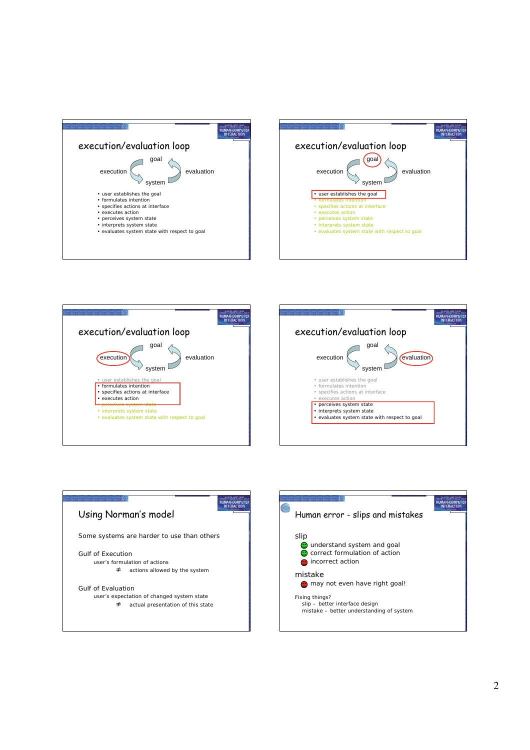## execution/evaluation loop

goal

execution — system — evaluation

- user establishes the goal
- formulates intention
- specifies actions at interface
- executes action
- perceives system state
- interprets system state
- evaluates system state with respect to goal

## execution/evaluation loop

goal

execution — system — evaluation

- user establishes the goal
- formulates intention
- specifies actions at interface
- executes action
- perceives system state
- interprets system state
- evaluates system state with respect to goal

## execution/evaluation loop

goal

execution — system — evaluation

- user establishes the goal
- formulates intention
- specifies actions at interface
- executes action
- perceives system state
- interprets system state
- evaluates system state with respect to goal

## execution/evaluation loop

goal

execution — system — evaluation

- user establishes the goal
- formulates intention
- specifies actions at interface
- executes action
- perceives system state
- interprets system state
- evaluates system state with respect to goal

## Using Norman's model

Some systems are harder to use than others

Gulf of Execution

user's formulation of actions
≠ actions allowed by the system

Gulf of Evaluation

user's expectation of changed system state
≠ actual presentation of this state

## Human error - slips and mistakes

slip
- understand system and goal
- correct formulation of action
- incorrect action

mistake
- may not even have right goal!

Fixing things?
- slip – better interface design
- mistake – better understanding of system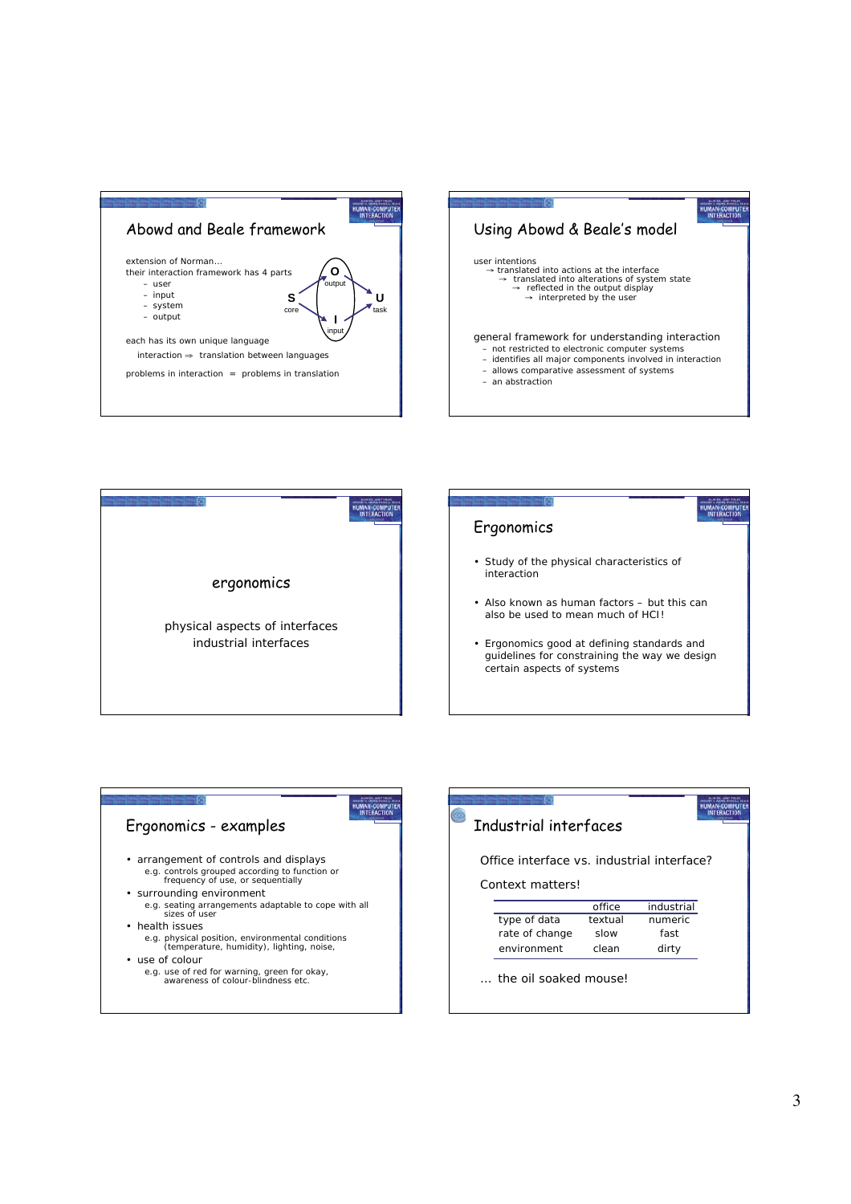## Abowd and Beale framework

extension of Norman…
their interaction framework has 4 parts
- user
- input
- system
- output

O output, S core, U task, I input

each has its own unique language
interaction ⇒ translation between languages

problems in interaction = problems in translation

## Using Abowd & Beale's model

user intentions
→ translated into actions at the interface
→ translated into alterations of system state
→ reflected in the output display
→ interpreted by the user

general framework for understanding interaction
- not restricted to electronic computer systems
- identifies all major components involved in interaction
- allows comparative assessment of systems
- an abstraction

## ergonomics

physical aspects of interfaces
industrial interfaces

## Ergonomics

- Study of the physical characteristics of interaction
- Also known as human factors – but this can also be used to mean much of HCI!
- Ergonomics good at defining standards and guidelines for constraining the way we design certain aspects of systems

## Ergonomics - examples

- arrangement of controls and displays
  e.g. controls grouped according to function or frequency of use, or sequentially
- surrounding environment
  e.g. seating arrangements adaptable to cope with all sizes of user
- health issues
  e.g. physical position, environmental conditions (temperature, humidity), lighting, noise,
- use of colour
  e.g. use of red for warning, green for okay, awareness of colour-blindness etc.

## Industrial interfaces

Office interface vs. industrial interface?

Context matters!

| | office | industrial |
|---|---|---|
| type of data | textual | numeric |
| rate of change | slow | fast |
| environment | clean | dirty |

… the oil soaked mouse!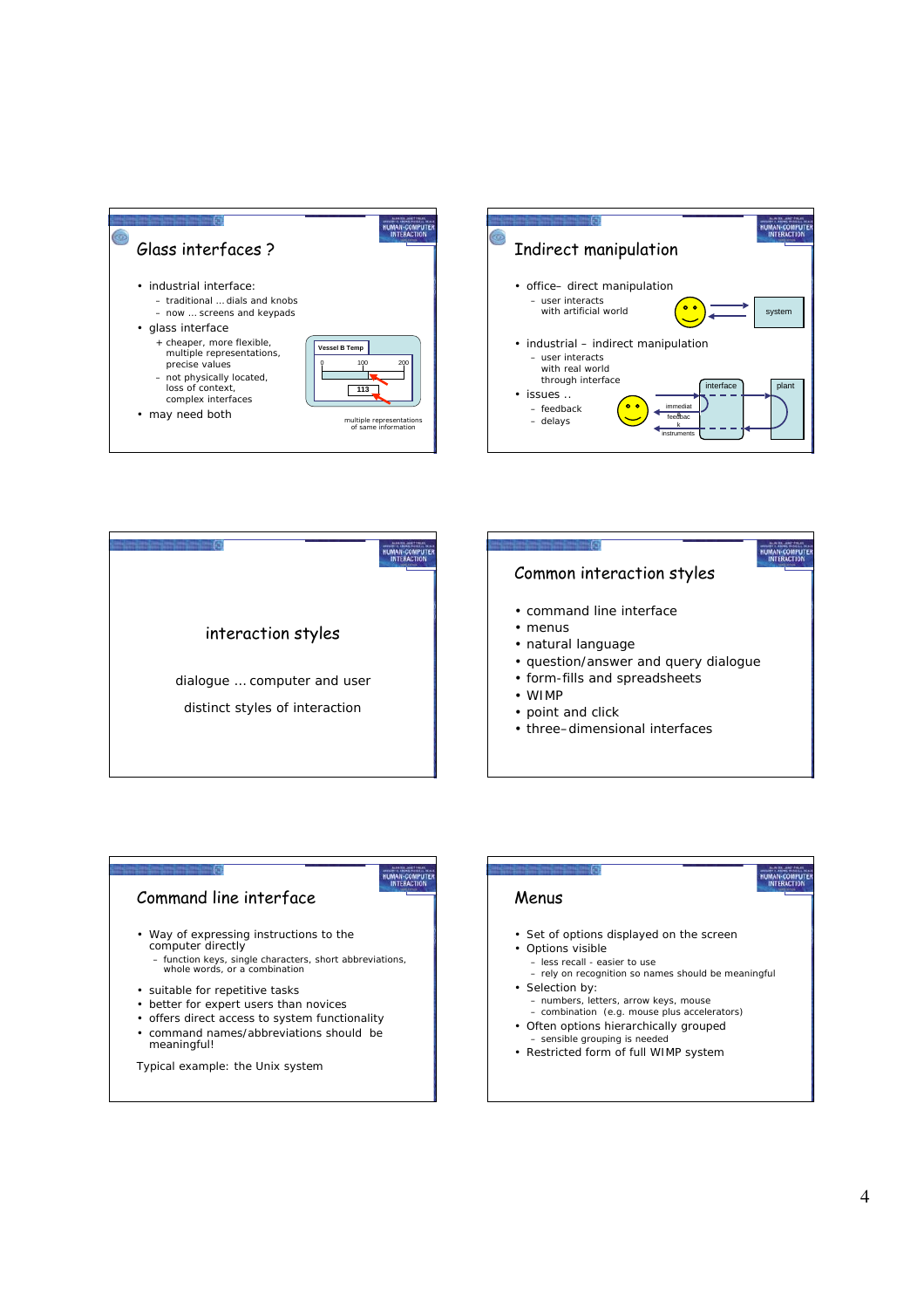## Glass interfaces ?

- industrial interface:
  - traditional … dials and knobs
  - now … screens and keypads
- glass interface
  - + cheaper, more flexible, multiple representations, precise values
  - – not physically located, loss of context, complex interfaces
- may need both

Vessel B Temp

0 100 200

113

multiple representations of same information

## Indirect manipulation

- office– direct manipulation
  - user interacts with artificial world
- industrial – indirect manipulation
  - user interacts with real world through interface
- issues ..
  - feedback
  - delays

system

interface plant

immediate feedback

instruments

## interaction styles

dialogue … computer and user

distinct styles of interaction

## Common interaction styles

- command line interface
- menus
- natural language
- question/answer and query dialogue
- form-fills and spreadsheets
- WIMP
- point and click
- three–dimensional interfaces

## Command line interface

- Way of expressing instructions to the computer directly
  - function keys, single characters, short abbreviations, whole words, or a combination
- suitable for repetitive tasks
- better for expert users than novices
- offers direct access to system functionality
- command names/abbreviations should be meaningful!

Typical example: the Unix system

## Menus

- Set of options displayed on the screen
- Options visible
  - less recall - easier to use
  - rely on recognition so names should be meaningful
- Selection by:
  - numbers, letters, arrow keys, mouse
  - combination (e.g. mouse plus accelerators)
- Often options hierarchically grouped
  - sensible grouping is needed
- Restricted form of full WIMP system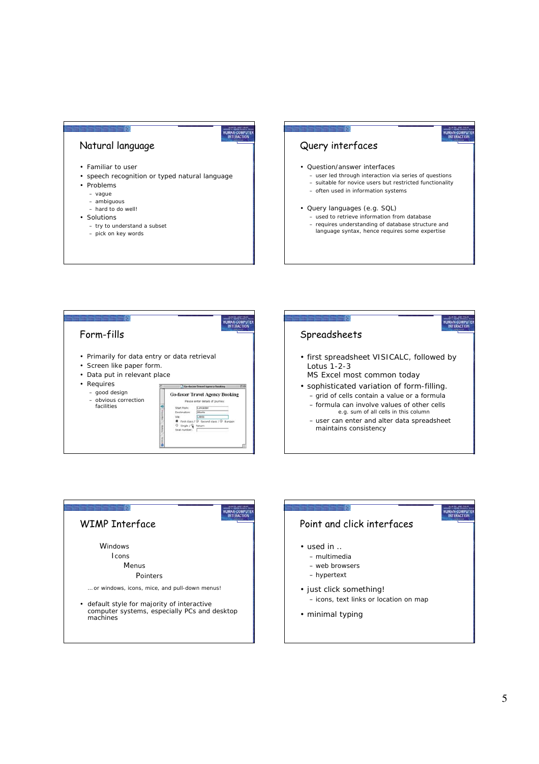## Natural language

- Familiar to user
- speech recognition or typed natural language
- Problems
  - vague
  - ambiguous
  - hard to do well!
- Solutions
  - try to understand a subset
  - pick on key words

## Query interfaces

- Question/answer interfaces
  - user led through interaction via series of questions
  - suitable for novice users but restricted functionality
  - often used in information systems
- Query languages (e.g. SQL)
  - used to retrieve information from database
  - requires understanding of database structure and language syntax, hence requires some expertise

## Form-fills

- Primarily for data entry or data retrieval
- Screen like paper form.
- Data put in relevant place
- Requires
  - good design
  - obvious correction facilities

Go-faster Travel Agency Booking

Please enter details of journey:

Start from: Lancaster
Destination: Atlanta
Via: Leeds
First class / Second class / Bargain
Single / Return
Seat number:

## Spreadsheets

- first spreadsheet VISICALC, followed by Lotus 1-2-3
  MS Excel most common today
- sophisticated variation of form-filling.
  - grid of cells contain a value or a formula
  - formula can involve values of other cells
    e.g. sum of all cells in this column
  - user can enter and alter data spreadsheet maintains consistency

## WIMP Interface

Windows
Icons
Menus
Pointers

… or windows, icons, mice, and pull-down menus!

- default style for majority of interactive computer systems, especially PCs and desktop machines

## Point and click interfaces

- used in ..
  - multimedia
  - web browsers
  - hypertext
- just click something!
  - icons, text links or location on map
- minimal typing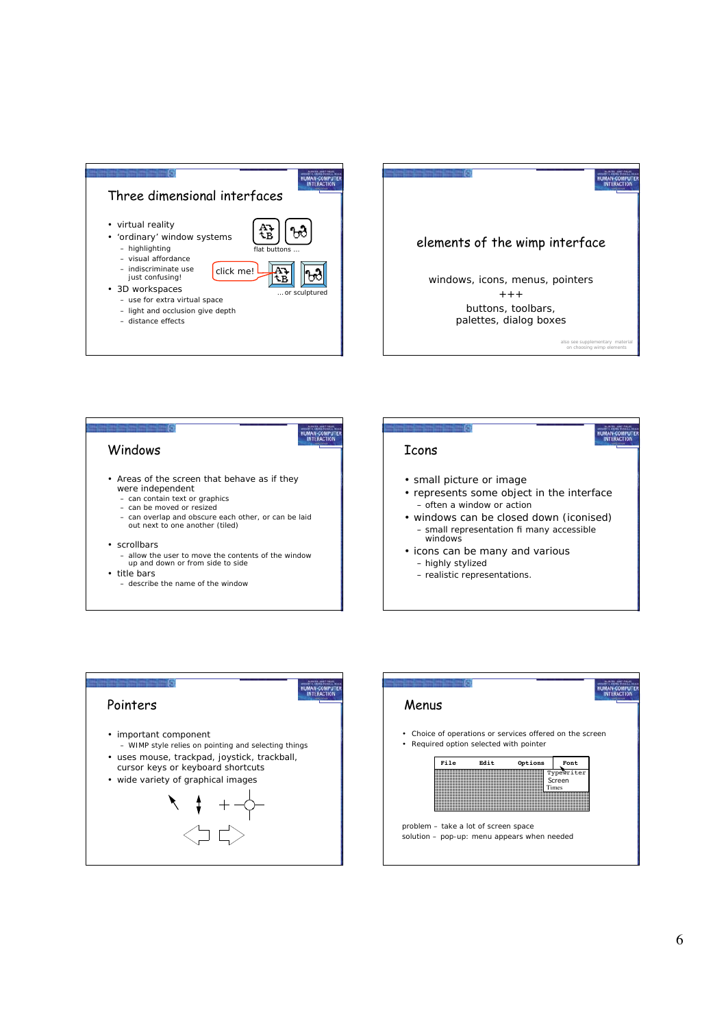## Three dimensional interfaces

- virtual reality
- 'ordinary' window systems
  - highlighting
  - visual affordance
  - indiscriminate use just confusing!
- 3D workspaces
  - use for extra virtual space
  - light and occlusion give depth
  - distance effects

flat buttons …

click me!

… or sculptured

## elements of the wimp interface

windows, icons, menus, pointers

+++

buttons, toolbars,
palettes, dialog boxes

also see supplementary material on choosing wimp elements

## Windows

- Areas of the screen that behave as if they were independent
  - can contain text or graphics
  - can be moved or resized
  - can overlap and obscure each other, or can be laid out next to one another (tiled)
- scrollbars
  - allow the user to move the contents of the window up and down or from side to side
- title bars
  - describe the name of the window

## Icons

- small picture or image
- represents some object in the interface
  - often a window or action
- windows can be closed down (iconised)
  - small representation fi many accessible windows
- icons can be many and various
  - highly stylized
  - realistic representations.

## Pointers

- important component
  - WIMP style relies on pointing and selecting things
- uses mouse, trackpad, joystick, trackball, cursor keys or keyboard shortcuts
- wide variety of graphical images

## Menus

- Choice of operations or services offered on the screen
- Required option selected with pointer

File Edit Options Font

Typewriter
Screen
Times

problem – take a lot of screen space
solution – pop-up: menu appears when needed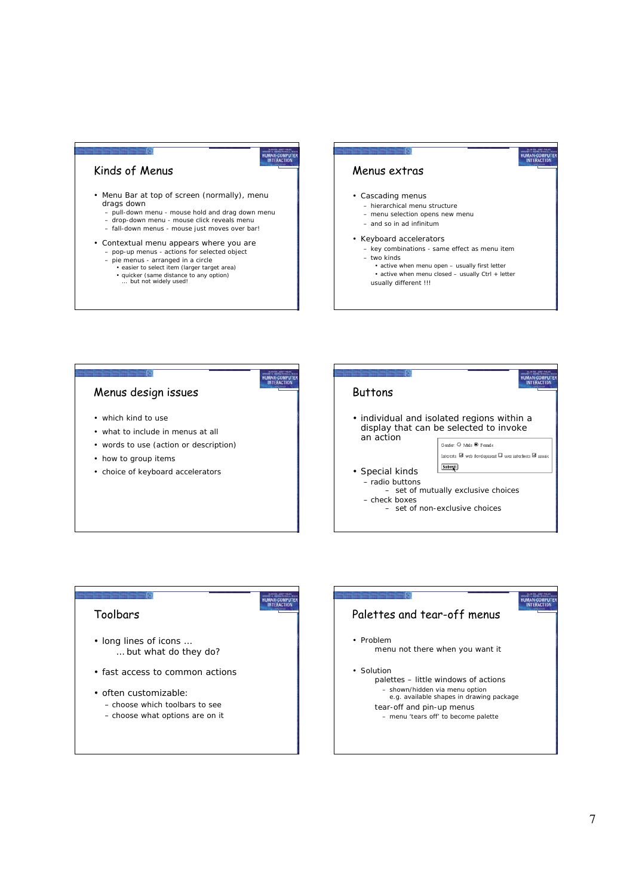## Kinds of Menus

- Menu Bar at top of screen (normally), menu drags down
  - pull-down menu - mouse hold and drag down menu
  - drop-down menu - mouse click reveals menu
  - fall-down menus - mouse just moves over bar!
- Contextual menu appears where you are
  - pop-up menus - actions for selected object
  - pie menus - arranged in a circle
    - easier to select item (larger target area)
    - quicker (same distance to any option)
      … but not widely used!

## Menus extras

- Cascading menus
  - hierarchical menu structure
  - menu selection opens new menu
  - and so in ad infinitum
- Keyboard accelerators
  - key combinations - same effect as menu item
  - two kinds
    - active when menu open – usually first letter
    - active when menu closed – usually Ctrl + letter

    usually different !!!

## Menus design issues

- which kind to use
- what to include in menus at all
- words to use (action or description)
- how to group items
- choice of keyboard accelerators

## Buttons

- individual and isolated regions within a display that can be selected to invoke an action

Gender: ○ Male ◉ Female
Interests: ☑ web development ☐ user interfaces ☑ music
Submit

- Special kinds
  - radio buttons
    - set of mutually exclusive choices
  - check boxes
    - set of non-exclusive choices

## Toolbars

- long lines of icons …
  … but what do they do?
- fast access to common actions
- often customizable:
  - choose which toolbars to see
  - choose what options are on it

## Palettes and tear-off menus

- Problem
  menu not there when you want it
- Solution
  palettes – little windows of actions
  - shown/hidden via menu option
    e.g. available shapes in drawing package

  tear-off and pin-up menus
  - menu 'tears off' to become palette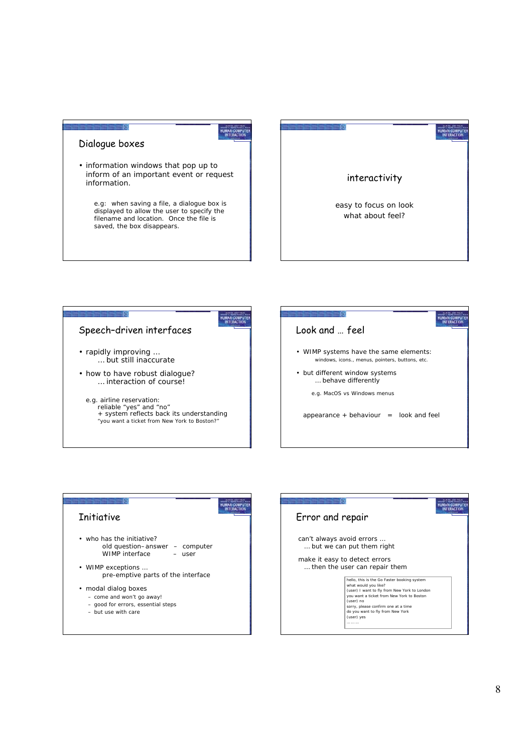## Dialogue boxes

- information windows that pop up to inform of an important event or request information.

  e.g: when saving a file, a dialogue box is displayed to allow the user to specify the filename and location. Once the file is saved, the box disappears.

## interactivity

easy to focus on look
what about feel?

## Speech–driven interfaces

- rapidly improving …
  … but still inaccurate
- how to have robust dialogue?
  … interaction of course!

e.g. airline reservation:
reliable "yes" and "no"
+ system reflects back its understanding
"you want a ticket from New York to Boston?"

## Look and … feel

- WIMP systems have the same elements:
  windows, icons., menus, pointers, buttons, etc.
- but different window systems
  … behave differently

  e.g. MacOS vs Windows menus

appearance + behaviour = look and feel

## Initiative

- who has the initiative?
  old question–answer – computer
  WIMP interface – user
- WIMP exceptions …
  pre-emptive parts of the interface
- modal dialog boxes
  - come and won't go away!
  - good for errors, essential steps
  - but use with care

## Error and repair

can't always avoid errors …
… but we can put them right

make it easy to detect errors
… then the user can repair them

```
hello, this is the Go Faster booking system
what would you like?
(user) I want to fly from New York to London
you want a ticket from New York to Boston
(user) no
sorry, please confirm one at a time
do you want to fly from New York
(user) yes
………
```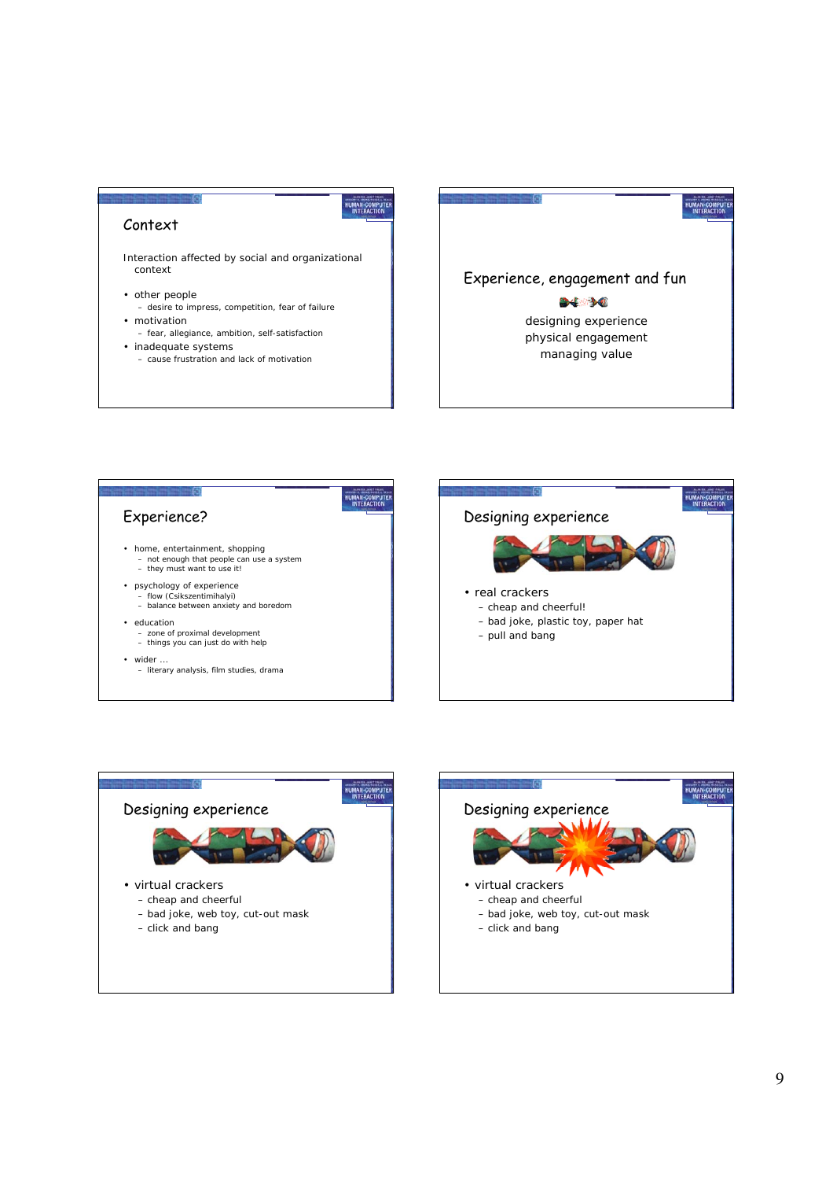## Context

Interaction affected by social and organizational context

- other people
  - desire to impress, competition, fear of failure
- motivation
  - fear, allegiance, ambition, self-satisfaction
- inadequate systems
  - cause frustration and lack of motivation

## Experience, engagement and fun

designing experience
physical engagement
managing value

## Experience?

- home, entertainment, shopping
  - not enough that people can use a system
  - they must want to use it!
- psychology of experience
  - flow (Csikszentimihalyi)
  - balance between anxiety and boredom
- education
  - zone of proximal development
  - things you can just do with help
- wider …
  - literary analysis, film studies, drama

## Designing experience

- real crackers
  - cheap and cheerful!
  - bad joke, plastic toy, paper hat
  - pull and bang

## Designing experience

- virtual crackers
  - cheap and cheerful
  - bad joke, web toy, cut-out mask
  - click and bang

## Designing experience

- virtual crackers
  - cheap and cheerful
  - bad joke, web toy, cut-out mask
  - click and bang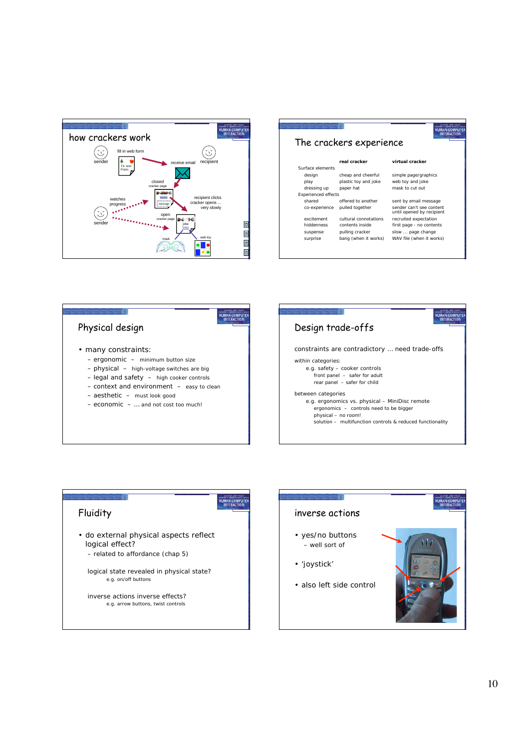## how crackers work

sender — fill in web form — To: wxv From: — receive email — recipient

closed cracker page — open message

watches progress — recipient clicks cracker opens ... very slowly

sender — open cracker page — joke lines

mask — web toy

## The crackers experience

| | real cracker | virtual cracker |
|---|---|---|
| **Surface elements** | | |
| design | cheap and cheerful | simple page/graphics |
| play | plastic toy and joke | web toy and joke |
| dressing up | paper hat | mask to cut out |
| **Experienced effects** | | |
| shared | offered to another | sent by email message |
| co-experience | pulled together | sender can't see content until opened by recipient |
| excitement | cultural connotations | recruited expectation |
| hiddenness | contents inside | first page - no contents |
| suspense | pulling cracker | slow ... page change |
| surprise | bang (when it works) | WAV file (when it works) |

## Physical design

- many constraints:
  - ergonomic – minimum button size
  - physical – high-voltage switches are big
  - legal and safety – high cooker controls
  - context and environment – easy to clean
  - aesthetic – must look good
  - economic – ... and not cost too much!

## Design trade-offs

constraints are contradictory ... need trade-offs

within categories:
- e.g. safety – cooker controls
  - front panel – safer for adult
  - rear panel – safer for child

between categories
- e.g. ergonomics vs. physical – MiniDisc remote
  - ergonomics – controls need to be bigger
  - physical – no room!
  - solution – multifunction controls & reduced functionality

## Fluidity

- do external physical aspects reflect logical effect?
  - related to affordance (chap 5)

logical state revealed in physical state?
e.g. on/off buttons

inverse actions inverse effects?
e.g. arrow buttons, twist controls

## inverse actions

- yes/no buttons
  - well sort of
- 'joystick'
- also left side control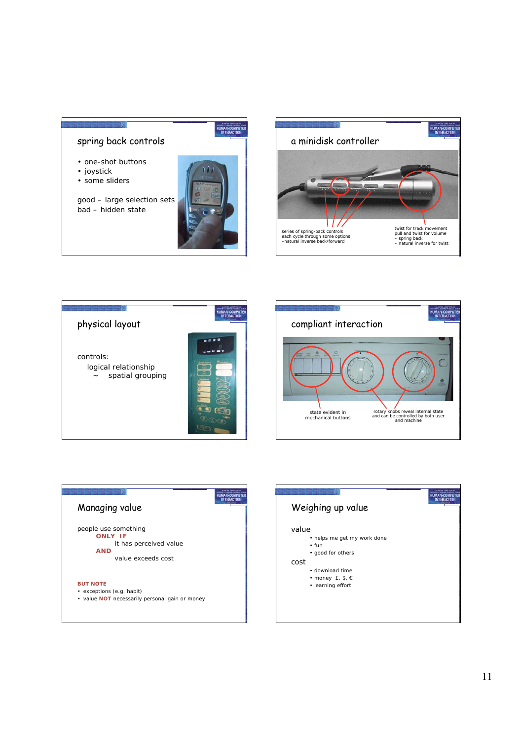## spring back controls

- one-shot buttons
- joystick
- some sliders

good – large selection sets
bad – hidden state

## a minidisk controller

series of spring-back controls
each cycle through some options
– natural inverse back/forward

twist for track movement
pull and twist for volume
– spring back
– natural inverse for twist

## physical layout

controls:
logical relationship
~ spatial grouping

## compliant interaction

state evident in mechanical buttons

rotary knobs reveal internal state and can be controlled by both user and machine

## Managing value

people use something
**ONLY IF**
it has perceived value
**AND**
value exceeds cost

**BUT NOTE**

- exceptions (e.g. habit)
- value **NOT** necessarily personal gain or money

## Weighing up value

value

- helps me get my work done
- fun
- good for others

cost

- download time
- money £, $, €
- learning effort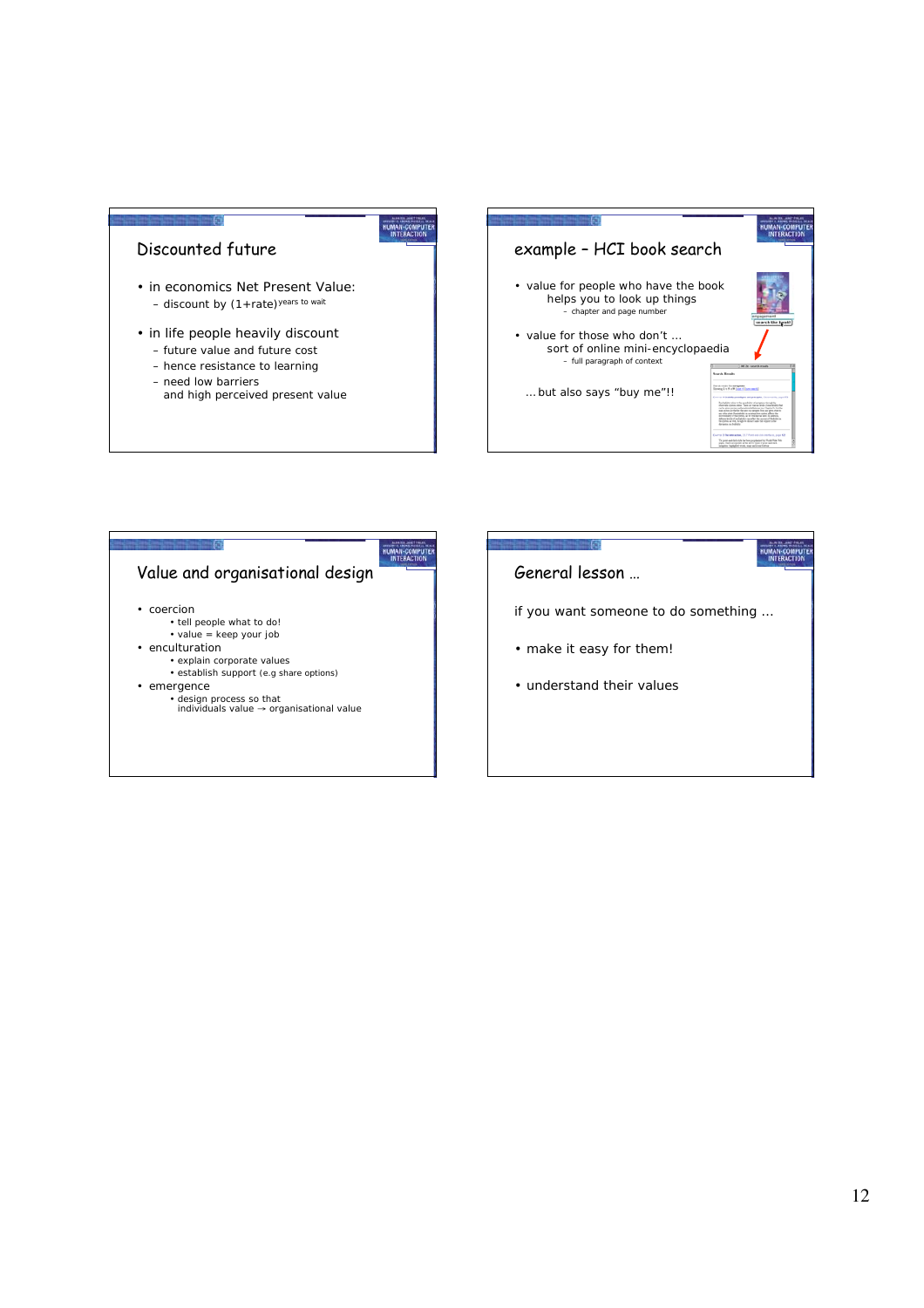## Discounted future

- in economics Net Present Value:
  - discount by $(1+\text{rate})^{\text{years to wait}}$
- in life people heavily discount
  - future value and future cost
  - hence resistance to learning
  - need low barriers and high perceived present value

## example – HCI book search

- value for people who have the book helps you to look up things
  - chapter and page number
- value for those who don't … sort of online mini-encyclopaedia
  - full paragraph of context

… but also says "buy me"!!

## Value and organisational design

- coercion
  - tell people what to do!
  - value = keep your job
- enculturation
  - explain corporate values
  - establish support (e.g share options)
- emergence
  - design process so that individuals value → organisational value

## General lesson …

if you want someone to do something …

- make it easy for them!
- understand their values